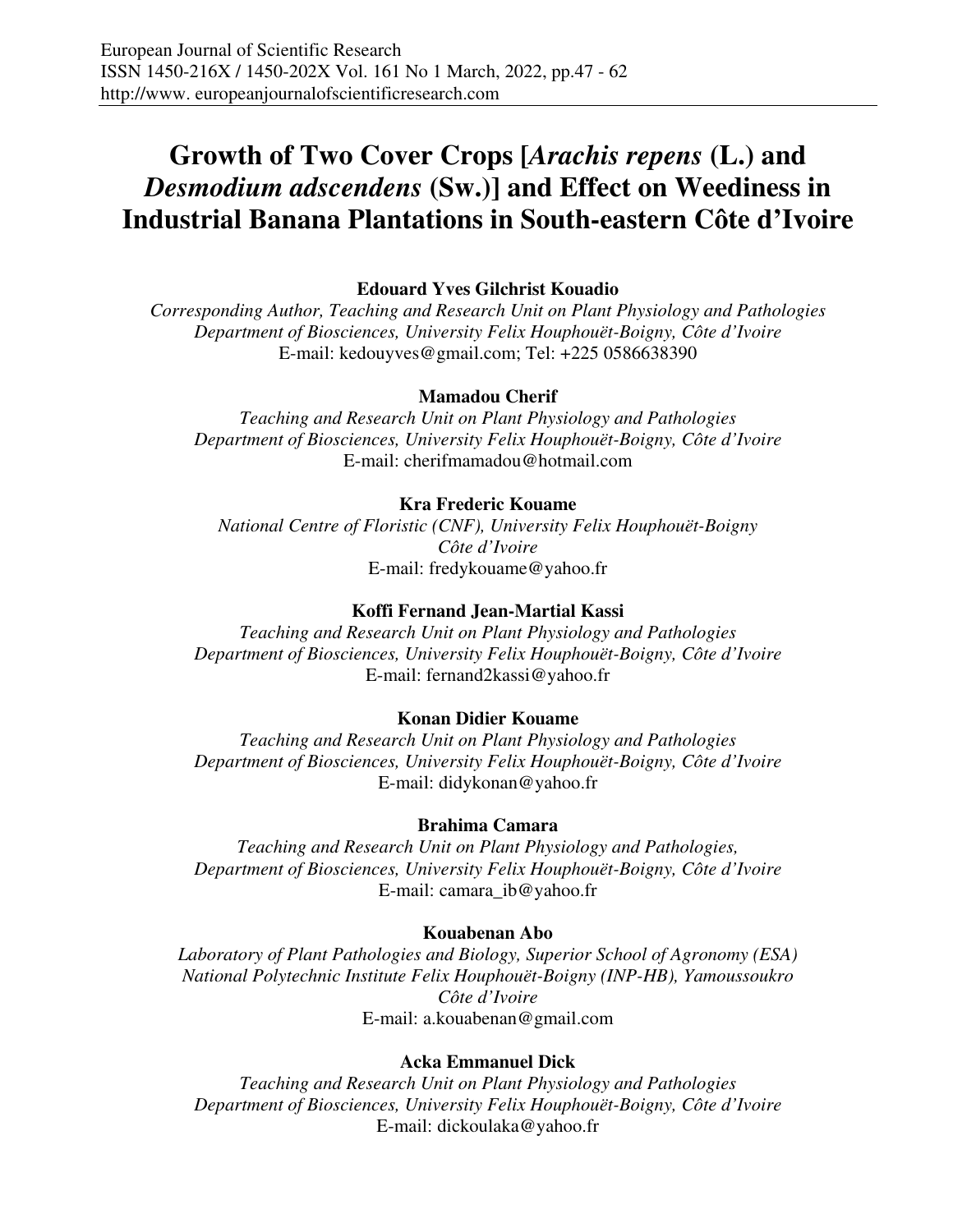# Growth of Two Cover Crops [*Arachis repens* (L.) and *Desmodium adscendens* (Sw.)] and Effect on Weediness in Industrial Banana Plantations in South-eastern Côte d'Ivoire

**Edouard Yves Gilchrist Kouadio**

*Corresponding Author, Teaching and Research Unit on Plant Physiology and Pathologies*
*Department of Biosciences, University Felix Houphouët-Boigny, Côte d'Ivoire*
E-mail: kedouyves@gmail.com; Tel: +225 0586638390

**Mamadou Cherif**

*Teaching and Research Unit on Plant Physiology and Pathologies*
*Department of Biosciences, University Felix Houphouët-Boigny, Côte d'Ivoire*
E-mail: cherifmamadou@hotmail.com

**Kra Frederic Kouame**

*National Centre of Floristic (CNF), University Felix Houphouët-Boigny*
*Côte d'Ivoire*
E-mail: fredykouame@yahoo.fr

**Koffi Fernand Jean-Martial Kassi**

*Teaching and Research Unit on Plant Physiology and Pathologies*
*Department of Biosciences, University Felix Houphouët-Boigny, Côte d'Ivoire*
E-mail: fernand2kassi@yahoo.fr

**Konan Didier Kouame**

*Teaching and Research Unit on Plant Physiology and Pathologies*
*Department of Biosciences, University Felix Houphouët-Boigny, Côte d'Ivoire*
E-mail: didykonan@yahoo.fr

**Brahima Camara**

*Teaching and Research Unit on Plant Physiology and Pathologies,*
*Department of Biosciences, University Felix Houphouët-Boigny, Côte d'Ivoire*
E-mail: camara_ib@yahoo.fr

**Kouabenan Abo**

*Laboratory of Plant Pathologies and Biology, Superior School of Agronomy (ESA)*
*National Polytechnic Institute Felix Houphouët-Boigny (INP-HB), Yamoussoukro*
*Côte d'Ivoire*
E-mail: a.kouabenan@gmail.com

**Acka Emmanuel Dick**

*Teaching and Research Unit on Plant Physiology and Pathologies*
*Department of Biosciences, University Felix Houphouët-Boigny, Côte d'Ivoire*
E-mail: dickoulaka@yahoo.fr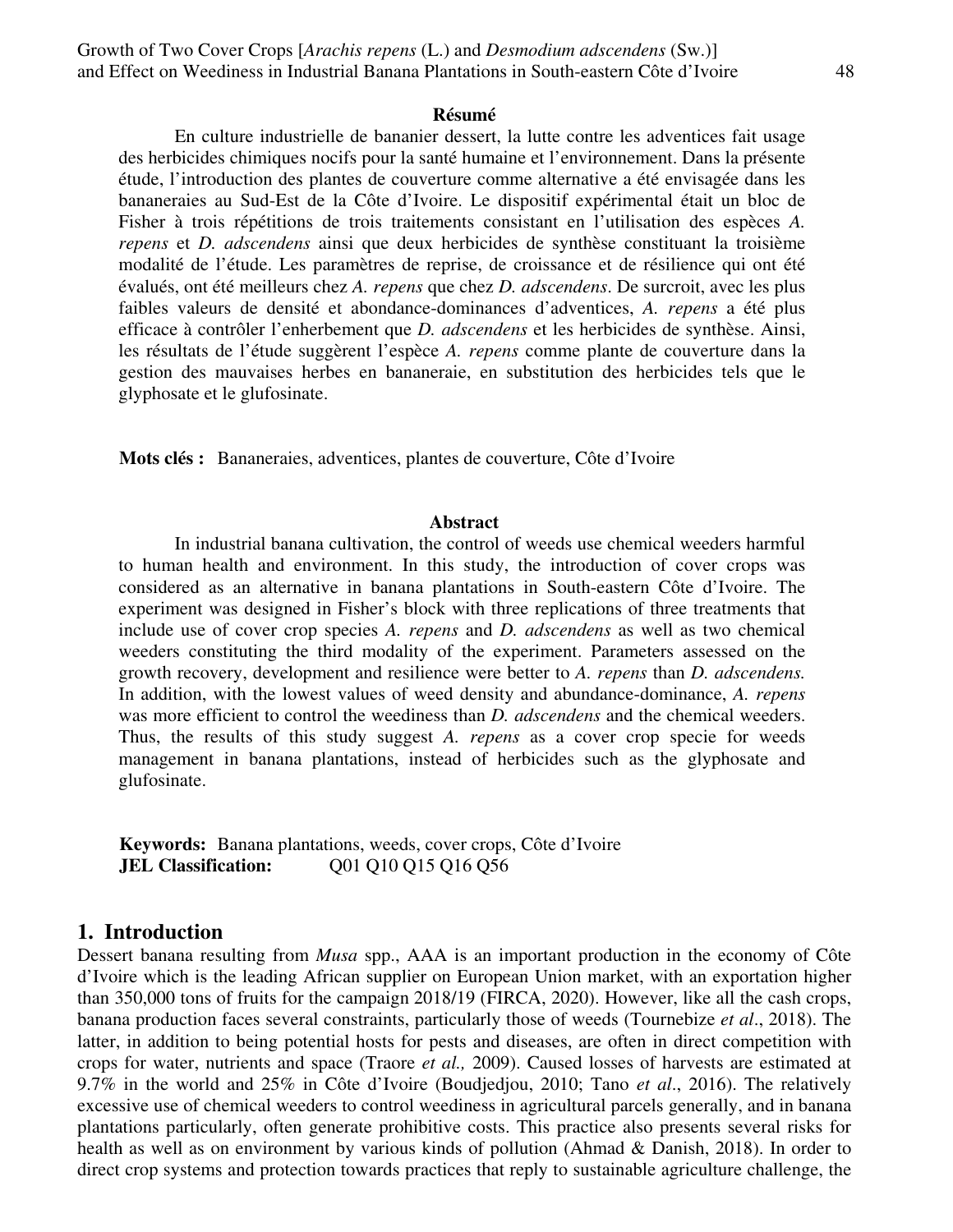**Résumé**

En culture industrielle de bananier dessert, la lutte contre les adventices fait usage des herbicides chimiques nocifs pour la santé humaine et l'environnement. Dans la présente étude, l'introduction des plantes de couverture comme alternative a été envisagée dans les bananeraies au Sud-Est de la Côte d'Ivoire. Le dispositif expérimental était un bloc de Fisher à trois répétitions de trois traitements consistant en l'utilisation des espèces *A. repens* et *D. adscendens* ainsi que deux herbicides de synthèse constituant la troisième modalité de l'étude. Les paramètres de reprise, de croissance et de résilience qui ont été évalués, ont été meilleurs chez *A. repens* que chez *D. adscendens*. De surcroit, avec les plus faibles valeurs de densité et abondance-dominances d'adventices, *A. repens* a été plus efficace à contrôler l'enherbement que *D. adscendens* et les herbicides de synthèse. Ainsi, les résultats de l'étude suggèrent l'espèce *A. repens* comme plante de couverture dans la gestion des mauvaises herbes en bananeraie, en substitution des herbicides tels que le glyphosate et le glufosinate.

**Mots clés :** Bananeraies, adventices, plantes de couverture, Côte d'Ivoire

**Abstract**

In industrial banana cultivation, the control of weeds use chemical weeders harmful to human health and environment. In this study, the introduction of cover crops was considered as an alternative in banana plantations in South-eastern Côte d'Ivoire. The experiment was designed in Fisher's block with three replications of three treatments that include use of cover crop species *A. repens* and *D. adscendens* as well as two chemical weeders constituting the third modality of the experiment. Parameters assessed on the growth recovery, development and resilience were better to *A. repens* than *D. adscendens.* In addition, with the lowest values of weed density and abundance-dominance, *A. repens* was more efficient to control the weediness than *D. adscendens* and the chemical weeders. Thus, the results of this study suggest *A. repens* as a cover crop specie for weeds management in banana plantations, instead of herbicides such as the glyphosate and glufosinate.

**Keywords:** Banana plantations, weeds, cover crops, Côte d'Ivoire
**JEL Classification:** Q01 Q10 Q15 Q16 Q56

## 1. Introduction

Dessert banana resulting from *Musa* spp., AAA is an important production in the economy of Côte d'Ivoire which is the leading African supplier on European Union market, with an exportation higher than 350,000 tons of fruits for the campaign 2018/19 (FIRCA, 2020). However, like all the cash crops, banana production faces several constraints, particularly those of weeds (Tournebize *et al*., 2018). The latter, in addition to being potential hosts for pests and diseases, are often in direct competition with crops for water, nutrients and space (Traore *et al.,* 2009). Caused losses of harvests are estimated at 9.7% in the world and 25% in Côte d'Ivoire (Boudjedjou, 2010; Tano *et al*., 2016). The relatively excessive use of chemical weeders to control weediness in agricultural parcels generally, and in banana plantations particularly, often generate prohibitive costs. This practice also presents several risks for health as well as on environment by various kinds of pollution (Ahmad & Danish, 2018). In order to direct crop systems and protection towards practices that reply to sustainable agriculture challenge, the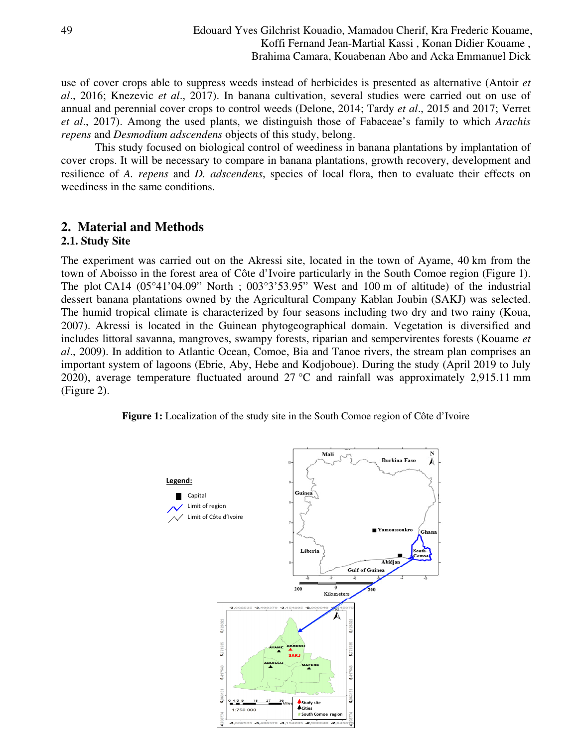use of cover crops able to suppress weeds instead of herbicides is presented as alternative (Antoir *et al*., 2016; Knezevic *et al*., 2017). In banana cultivation, several studies were carried out on use of annual and perennial cover crops to control weeds (Delone, 2014; Tardy *et al*., 2015 and 2017; Verret *et al*., 2017). Among the used plants, we distinguish those of Fabaceae's family to which *Arachis repens* and *Desmodium adscendens* objects of this study, belong.

This study focused on biological control of weediness in banana plantations by implantation of cover crops. It will be necessary to compare in banana plantations, growth recovery, development and resilience of *A. repens* and *D. adscendens*, species of local flora, then to evaluate their effects on weediness in the same conditions.

## 2. Material and Methods

### 2.1. Study Site

The experiment was carried out on the Akressi site, located in the town of Ayame, 40 km from the town of Aboisso in the forest area of Côte d'Ivoire particularly in the South Comoe region (Figure 1). The plot CA14 (05°41'04.09" North ; 003°3'53.95" West and 100 m of altitude) of the industrial dessert banana plantations owned by the Agricultural Company Kablan Joubin (SAKJ) was selected. The humid tropical climate is characterized by four seasons including two dry and two rainy (Koua, 2007). Akressi is located in the Guinean phytogeographical domain. Vegetation is diversified and includes littoral savanna, mangroves, swampy forests, riparian and sempervirentes forests (Kouame *et al*., 2009). In addition to Atlantic Ocean, Comoe, Bia and Tanoe rivers, the stream plan comprises an important system of lagoons (Ebrie, Aby, Hebe and Kodjoboue). During the study (April 2019 to July 2020), average temperature fluctuated around 27 °C and rainfall was approximately 2,915.11 mm (Figure 2).

**Figure 1:** Localization of the study site in the South Comoe region of Côte d'Ivoire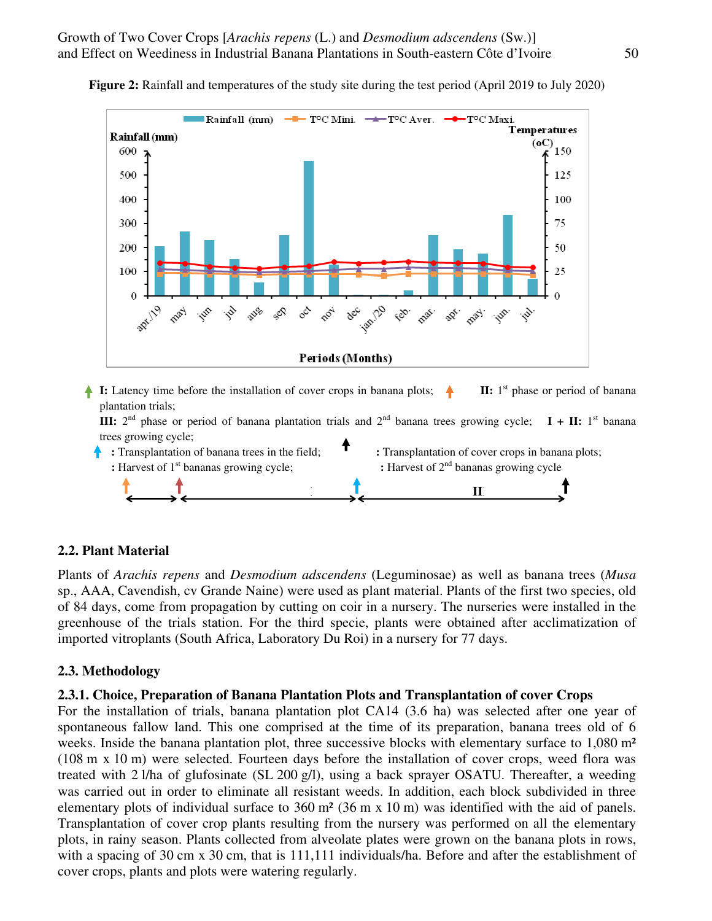**Figure 2:** Rainfall and temperatures of the study site during the test period (April 2019 to July 2020)

**I:** Latency time before the installation of cover crops in banana plots; **II:** 1st phase or period of banana plantation trials;

**III:** 2nd phase or period of banana plantation trials and 2nd banana trees growing cycle; **I + II:** 1st banana trees growing cycle;

: Transplantation of banana trees in the field; : Transplantation of cover crops in banana plots;

: Harvest of 1st bananas growing cycle; : Harvest of 2nd bananas growing cycle

## 2.2. Plant Material

Plants of *Arachis repens* and *Desmodium adscendens* (Leguminosae) as well as banana trees (*Musa* sp., AAA, Cavendish, cv Grande Naine) were used as plant material. Plants of the first two species, old of 84 days, come from propagation by cutting on coir in a nursery. The nurseries were installed in the greenhouse of the trials station. For the third specie, plants were obtained after acclimatization of imported vitroplants (South Africa, Laboratory Du Roi) in a nursery for 77 days.

## 2.3. Methodology

### 2.3.1. Choice, Preparation of Banana Plantation Plots and Transplantation of cover Crops

For the installation of trials, banana plantation plot CA14 (3.6 ha) was selected after one year of spontaneous fallow land. This one comprised at the time of its preparation, banana trees old of 6 weeks. Inside the banana plantation plot, three successive blocks with elementary surface to 1,080 m² (108 m x 10 m) were selected. Fourteen days before the installation of cover crops, weed flora was treated with 2 l/ha of glufosinate (SL 200 g/l), using a back sprayer OSATU. Thereafter, a weeding was carried out in order to eliminate all resistant weeds. In addition, each block subdivided in three elementary plots of individual surface to 360 m² (36 m x 10 m) was identified with the aid of panels. Transplantation of cover crop plants resulting from the nursery was performed on all the elementary plots, in rainy season. Plants collected from alveolate plates were grown on the banana plots in rows, with a spacing of 30 cm x 30 cm, that is 111,111 individuals/ha. Before and after the establishment of cover crops, plants and plots were watering regularly.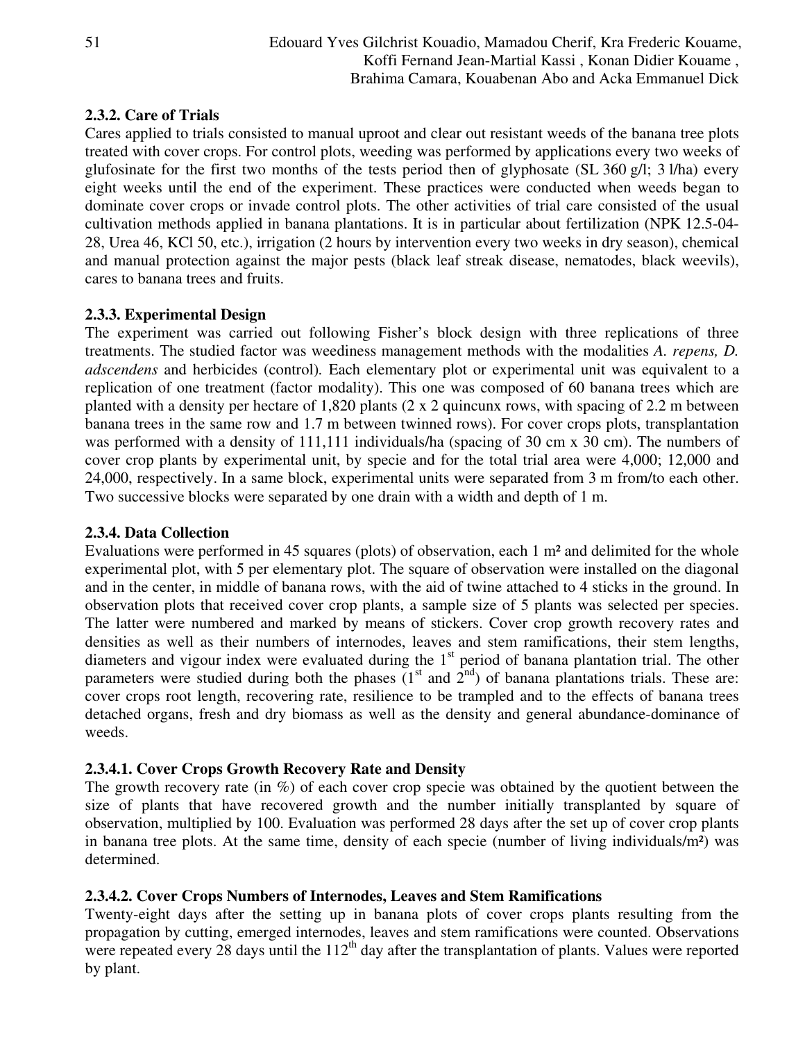### 2.3.2. Care of Trials

Cares applied to trials consisted to manual uproot and clear out resistant weeds of the banana tree plots treated with cover crops. For control plots, weeding was performed by applications every two weeks of glufosinate for the first two months of the tests period then of glyphosate (SL 360 g/l; 3 l/ha) every eight weeks until the end of the experiment. These practices were conducted when weeds began to dominate cover crops or invade control plots. The other activities of trial care consisted of the usual cultivation methods applied in banana plantations. It is in particular about fertilization (NPK 12.5-04-28, Urea 46, KCl 50, etc.), irrigation (2 hours by intervention every two weeks in dry season), chemical and manual protection against the major pests (black leaf streak disease, nematodes, black weevils), cares to banana trees and fruits.

### 2.3.3. Experimental Design

The experiment was carried out following Fisher's block design with three replications of three treatments. The studied factor was weediness management methods with the modalities *A. repens, D. adscendens* and herbicides (control). Each elementary plot or experimental unit was equivalent to a replication of one treatment (factor modality). This one was composed of 60 banana trees which are planted with a density per hectare of 1,820 plants (2 x 2 quincunx rows, with spacing of 2.2 m between banana trees in the same row and 1.7 m between twinned rows). For cover crops plots, transplantation was performed with a density of 111,111 individuals/ha (spacing of 30 cm x 30 cm). The numbers of cover crop plants by experimental unit, by specie and for the total trial area were 4,000; 12,000 and 24,000, respectively. In a same block, experimental units were separated from 3 m from/to each other. Two successive blocks were separated by one drain with a width and depth of 1 m.

### 2.3.4. Data Collection

Evaluations were performed in 45 squares (plots) of observation, each 1 m² and delimited for the whole experimental plot, with 5 per elementary plot. The square of observation were installed on the diagonal and in the center, in middle of banana rows, with the aid of twine attached to 4 sticks in the ground. In observation plots that received cover crop plants, a sample size of 5 plants was selected per species. The latter were numbered and marked by means of stickers. Cover crop growth recovery rates and densities as well as their numbers of internodes, leaves and stem ramifications, their stem lengths, diameters and vigour index were evaluated during the 1st period of banana plantation trial. The other parameters were studied during both the phases (1st and 2nd) of banana plantations trials. These are: cover crops root length, recovering rate, resilience to be trampled and to the effects of banana trees detached organs, fresh and dry biomass as well as the density and general abundance-dominance of weeds.

#### 2.3.4.1. Cover Crops Growth Recovery Rate and Density

The growth recovery rate (in %) of each cover crop specie was obtained by the quotient between the size of plants that have recovered growth and the number initially transplanted by square of observation, multiplied by 100. Evaluation was performed 28 days after the set up of cover crop plants in banana tree plots. At the same time, density of each specie (number of living individuals/m²) was determined.

#### 2.3.4.2. Cover Crops Numbers of Internodes, Leaves and Stem Ramifications

Twenty-eight days after the setting up in banana plots of cover crops plants resulting from the propagation by cutting, emerged internodes, leaves and stem ramifications were counted. Observations were repeated every 28 days until the 112th day after the transplantation of plants. Values were reported by plant.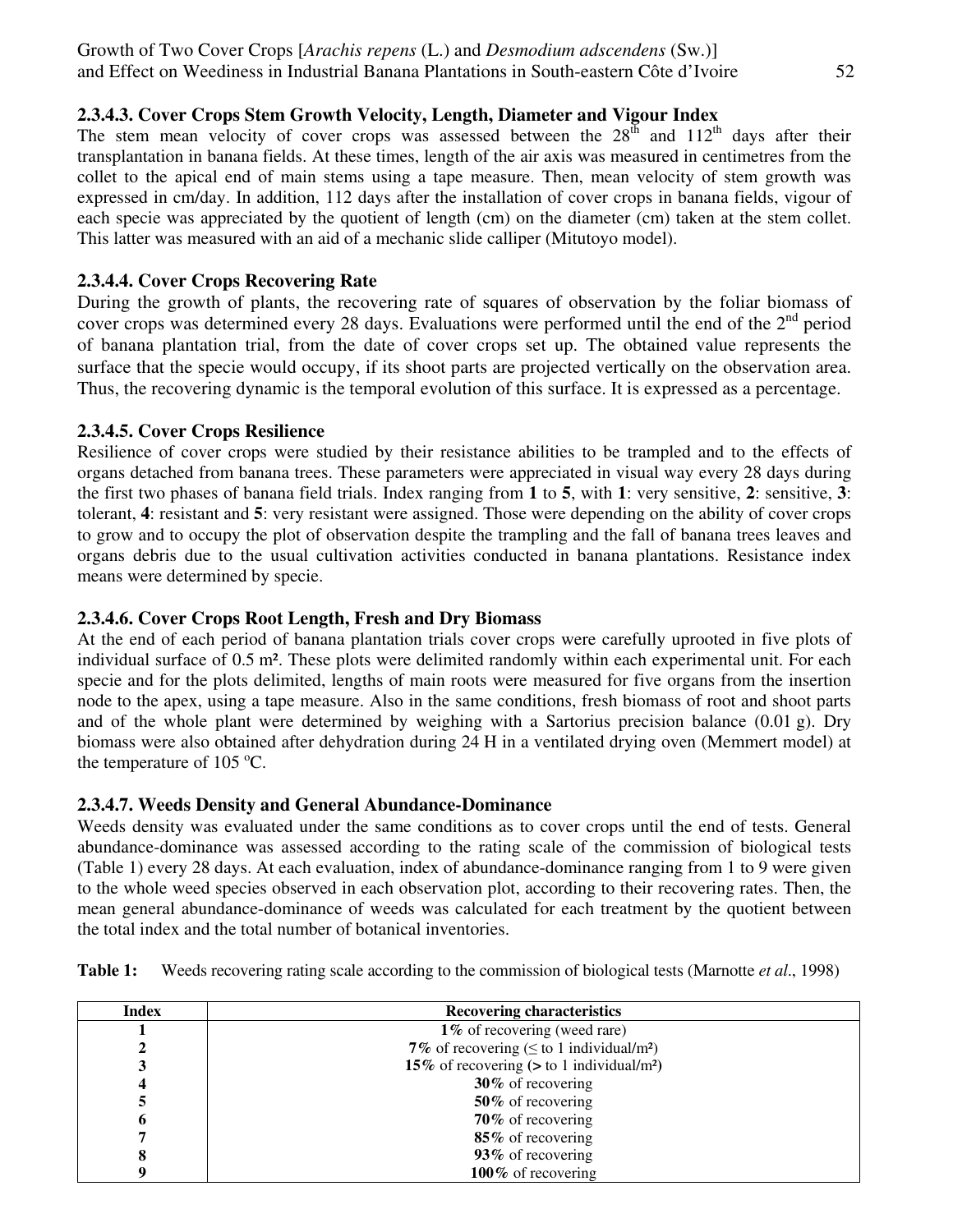### 2.3.4.3. Cover Crops Stem Growth Velocity, Length, Diameter and Vigour Index

The stem mean velocity of cover crops was assessed between the 28[th] and 112[th] days after their transplantation in banana fields. At these times, length of the air axis was measured in centimetres from the collet to the apical end of main stems using a tape measure. Then, mean velocity of stem growth was expressed in cm/day. In addition, 112 days after the installation of cover crops in banana fields, vigour of each specie was appreciated by the quotient of length (cm) on the diameter (cm) taken at the stem collet. This latter was measured with an aid of a mechanic slide calliper (Mitutoyo model).

### 2.3.4.4. Cover Crops Recovering Rate

During the growth of plants, the recovering rate of squares of observation by the foliar biomass of cover crops was determined every 28 days. Evaluations were performed until the end of the 2[nd] period of banana plantation trial, from the date of cover crops set up. The obtained value represents the surface that the specie would occupy, if its shoot parts are projected vertically on the observation area. Thus, the recovering dynamic is the temporal evolution of this surface. It is expressed as a percentage.

### 2.3.4.5. Cover Crops Resilience

Resilience of cover crops were studied by their resistance abilities to be trampled and to the effects of organs detached from banana trees. These parameters were appreciated in visual way every 28 days during the first two phases of banana field trials. Index ranging from **1** to **5**, with **1**: very sensitive, **2**: sensitive, **3**: tolerant, **4**: resistant and **5**: very resistant were assigned. Those were depending on the ability of cover crops to grow and to occupy the plot of observation despite the trampling and the fall of banana trees leaves and organs debris due to the usual cultivation activities conducted in banana plantations. Resistance index means were determined by specie.

### 2.3.4.6. Cover Crops Root Length, Fresh and Dry Biomass

At the end of each period of banana plantation trials cover crops were carefully uprooted in five plots of individual surface of 0.5 m². These plots were delimited randomly within each experimental unit. For each specie and for the plots delimited, lengths of main roots were measured for five organs from the insertion node to the apex, using a tape measure. Also in the same conditions, fresh biomass of root and shoot parts and of the whole plant were determined by weighing with a Sartorius precision balance (0.01 g). Dry biomass were also obtained after dehydration during 24 H in a ventilated drying oven (Memmert model) at the temperature of 105 °C.

### 2.3.4.7. Weeds Density and General Abundance-Dominance

Weeds density was evaluated under the same conditions as to cover crops until the end of tests. General abundance-dominance was assessed according to the rating scale of the commission of biological tests (Table 1) every 28 days. At each evaluation, index of abundance-dominance ranging from 1 to 9 were given to the whole weed species observed in each observation plot, according to their recovering rates. Then, the mean general abundance-dominance of weeds was calculated for each treatment by the quotient between the total index and the total number of botanical inventories.

**Table 1:** Weeds recovering rating scale according to the commission of biological tests (Marnotte *et al*., 1998)

| Index | Recovering characteristics |
|---|---|
| 1 | **1%** of recovering (weed rare) |
| 2 | **7%** of recovering (≤ to 1 individual/m²) |
| 3 | **15%** of recovering (**>** to 1 individual/m²) |
| 4 | **30%** of recovering |
| 5 | **50%** of recovering |
| 6 | **70%** of recovering |
| 7 | **85%** of recovering |
| 8 | **93%** of recovering |
| 9 | **100%** of recovering |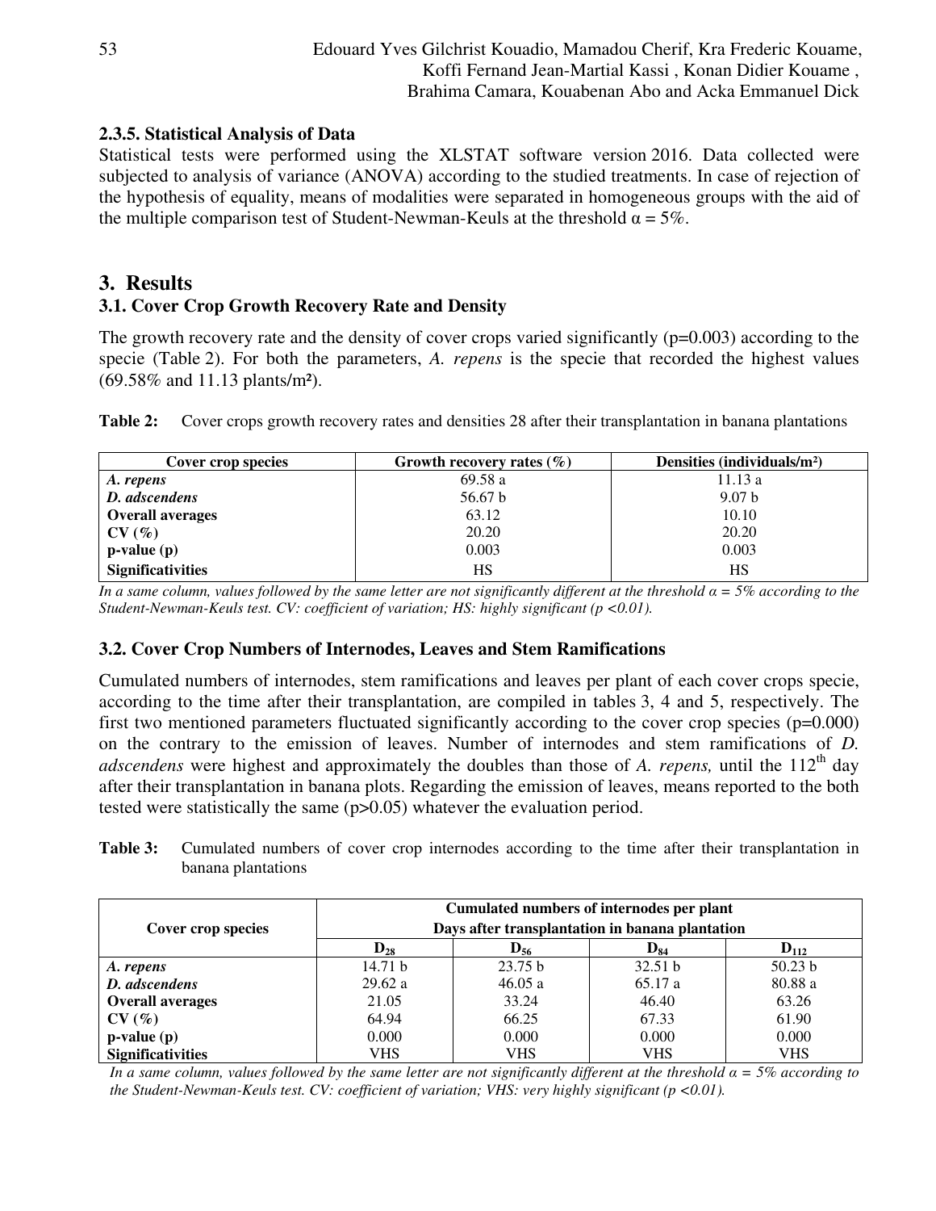#### 2.3.5. Statistical Analysis of Data

Statistical tests were performed using the XLSTAT software version 2016. Data collected were subjected to analysis of variance (ANOVA) according to the studied treatments. In case of rejection of the hypothesis of equality, means of modalities were separated in homogeneous groups with the aid of the multiple comparison test of Student-Newman-Keuls at the threshold $\alpha = 5\%$.

## 3. Results

### 3.1. Cover Crop Growth Recovery Rate and Density

The growth recovery rate and the density of cover crops varied significantly ($p=0.003$) according to the specie (Table 2). For both the parameters, *A. repens* is the specie that recorded the highest values (69.58% and 11.13 plants/m²).

**Table 2:** Cover crops growth recovery rates and densities 28 after their transplantation in banana plantations

| Cover crop species | Growth recovery rates (%) | Densities (individuals/m²) |
|---|---|---|
| ***A. repens*** | 69.58 a | 11.13 a |
| ***D. adscendens*** | 56.67 b | 9.07 b |
| **Overall averages** | 63.12 | 10.10 |
| **CV (%)** | 20.20 | 20.20 |
| **p-value (p)** | 0.003 | 0.003 |
| **Significativities** | HS | HS |

*In a same column, values followed by the same letter are not significantly different at the threshold $\alpha = 5\%$ according to the Student-Newman-Keuls test. CV: coefficient of variation; HS: highly significant ($p < 0.01$).*

### 3.2. Cover Crop Numbers of Internodes, Leaves and Stem Ramifications

Cumulated numbers of internodes, stem ramifications and leaves per plant of each cover crops specie, according to the time after their transplantation, are compiled in tables 3, 4 and 5, respectively. The first two mentioned parameters fluctuated significantly according to the cover crop species ($p=0.000$) on the contrary to the emission of leaves. Number of internodes and stem ramifications of *D. adscendens* were highest and approximately the doubles than those of *A. repens,* until the 112[th] day after their transplantation in banana plots. Regarding the emission of leaves, means reported to the both tested were statistically the same ($p>0.05$) whatever the evaluation period.

**Table 3:** Cumulated numbers of cover crop internodes according to the time after their transplantation in banana plantations

| Cover crop species | Cumulated numbers of internodes per plant<br>Days after transplantation in banana plantation | | | |
|---|---|---|---|---|
| | $D_{28}$ | $D_{56}$ | $D_{84}$ | $D_{112}$ |
| ***A. repens*** | 14.71 b | 23.75 b | 32.51 b | 50.23 b |
| ***D. adscendens*** | 29.62 a | 46.05 a | 65.17 a | 80.88 a |
| **Overall averages** | 21.05 | 33.24 | 46.40 | 63.26 |
| **CV (%)** | 64.94 | 66.25 | 67.33 | 61.90 |
| **p-value (p)** | 0.000 | 0.000 | 0.000 | 0.000 |
| **Significativities** | VHS | VHS | VHS | VHS |

*In a same column, values followed by the same letter are not significantly different at the threshold $\alpha = 5\%$ according to the Student-Newman-Keuls test. CV: coefficient of variation; VHS: very highly significant ($p < 0.01$).*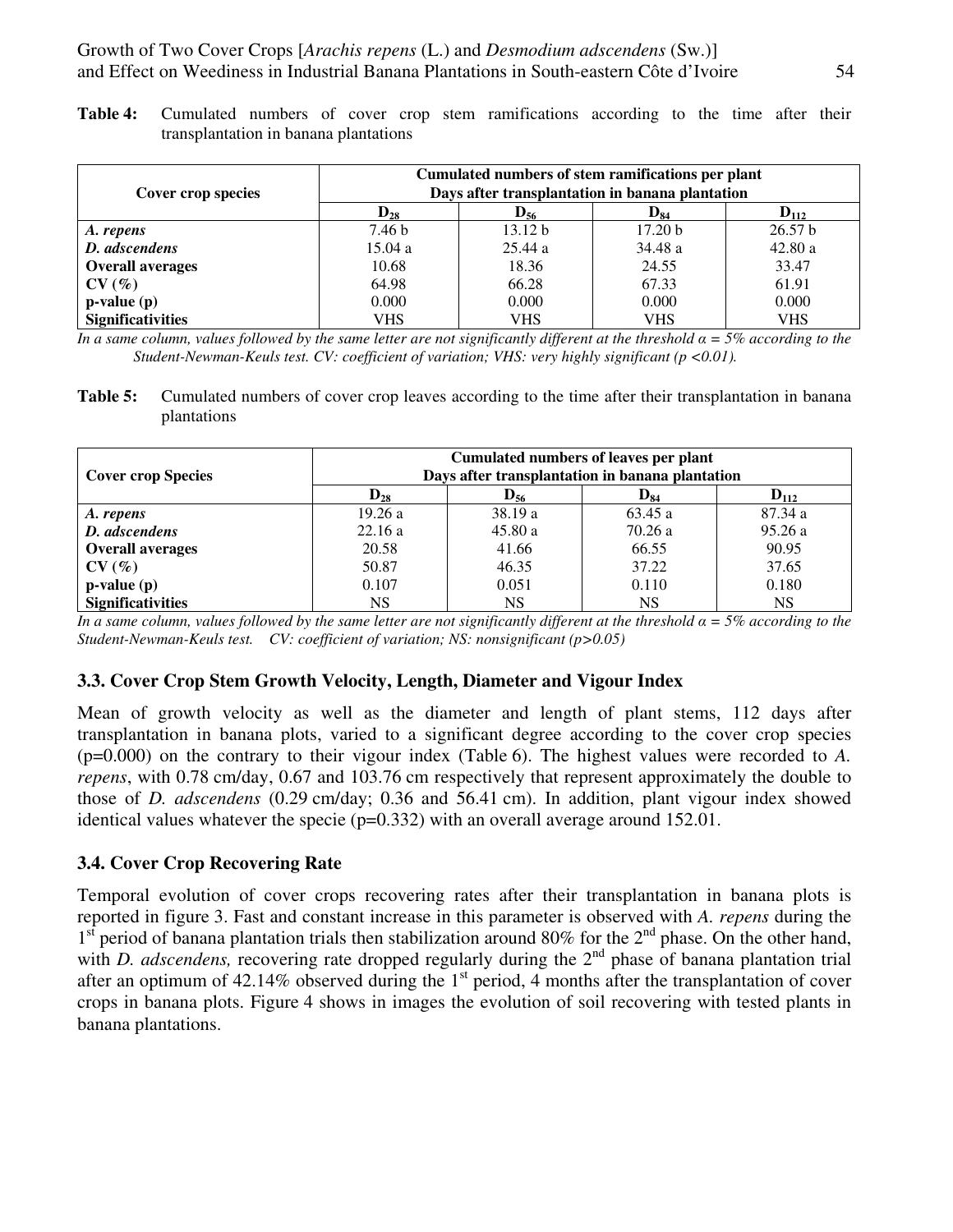**Table 4:** Cumulated numbers of cover crop stem ramifications according to the time after their transplantation in banana plantations

| Cover crop species | Cumulated numbers of stem ramifications per plant Days after transplantation in banana plantation | | | |
|---|---|---|---|---|
| | $D_{28}$ | $D_{56}$ | $D_{84}$ | $D_{112}$ |
| ***A. repens*** | 7.46 b | 13.12 b | 17.20 b | 26.57 b |
| ***D. adscendens*** | 15.04 a | 25.44 a | 34.48 a | 42.80 a |
| **Overall averages** | 10.68 | 18.36 | 24.55 | 33.47 |
| **CV (%)** | 64.98 | 66.28 | 67.33 | 61.91 |
| **p-value (p)** | 0.000 | 0.000 | 0.000 | 0.000 |
| **Significativities** | VHS | VHS | VHS | VHS |

*In a same column, values followed by the same letter are not significantly different at the threshold α = 5% according to the Student-Newman-Keuls test. CV: coefficient of variation; VHS: very highly significant (p <0.01).*

**Table 5:** Cumulated numbers of cover crop leaves according to the time after their transplantation in banana plantations

| Cover crop Species | Cumulated numbers of leaves per plant Days after transplantation in banana plantation | | | |
|---|---|---|---|---|
| | $D_{28}$ | $D_{56}$ | $D_{84}$ | $D_{112}$ |
| ***A. repens*** | 19.26 a | 38.19 a | 63.45 a | 87.34 a |
| ***D. adscendens*** | 22.16 a | 45.80 a | 70.26 a | 95.26 a |
| **Overall averages** | 20.58 | 41.66 | 66.55 | 90.95 |
| **CV (%)** | 50.87 | 46.35 | 37.22 | 37.65 |
| **p-value (p)** | 0.107 | 0.051 | 0.110 | 0.180 |
| **Significativities** | NS | NS | NS | NS |

*In a same column, values followed by the same letter are not significantly different at the threshold α = 5% according to the Student-Newman-Keuls test. CV: coefficient of variation; NS: nonsignificant (p>0.05)*

### 3.3. Cover Crop Stem Growth Velocity, Length, Diameter and Vigour Index

Mean of growth velocity as well as the diameter and length of plant stems, 112 days after transplantation in banana plots, varied to a significant degree according to the cover crop species (p=0.000) on the contrary to their vigour index (Table 6). The highest values were recorded to *A. repens*, with 0.78 cm/day, 0.67 and 103.76 cm respectively that represent approximately the double to those of *D. adscendens* (0.29 cm/day; 0.36 and 56.41 cm). In addition, plant vigour index showed identical values whatever the specie (p=0.332) with an overall average around 152.01.

### 3.4. Cover Crop Recovering Rate

Temporal evolution of cover crops recovering rates after their transplantation in banana plots is reported in figure 3. Fast and constant increase in this parameter is observed with *A. repens* during the 1st period of banana plantation trials then stabilization around 80% for the 2nd phase. On the other hand, with *D. adscendens,* recovering rate dropped regularly during the 2nd phase of banana plantation trial after an optimum of 42.14% observed during the 1st period, 4 months after the transplantation of cover crops in banana plots. Figure 4 shows in images the evolution of soil recovering with tested plants in banana plantations.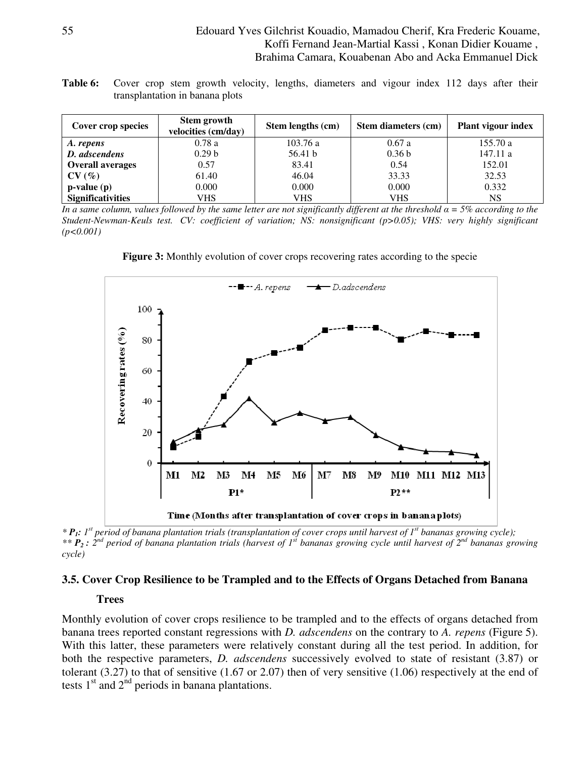**Table 6:** Cover crop stem growth velocity, lengths, diameters and vigour index 112 days after their transplantation in banana plots

| Cover crop species | Stem growth velocities (cm/day) | Stem lengths (cm) | Stem diameters (cm) | Plant vigour index |
|---|---|---|---|---|
| *A. repens* | 0.78 a | 103.76 a | 0.67 a | 155.70 a |
| *D. adscendens* | 0.29 b | 56.41 b | 0.36 b | 147.11 a |
| **Overall averages** | 0.57 | 83.41 | 0.54 | 152.01 |
| **CV (%)** | 61.40 | 46.04 | 33.33 | 32.53 |
| **p-value (p)** | 0.000 | 0.000 | 0.000 | 0.332 |
| **Significativities** | VHS | VHS | VHS | NS |

*In a same column, values followed by the same letter are not significantly different at the threshold α = 5% according to the Student-Newman-Keuls test. CV: coefficient of variation; NS: nonsignificant (p>0.05); VHS: very highly significant (p<0.001)*

**Figure 3:** Monthly evolution of cover crops recovering rates according to the specie

*\* $P_1$: 1st period of banana plantation trials (transplantation of cover crops until harvest of 1st bananas growing cycle);*
*\*\* $P_2$ : 2nd period of banana plantation trials (harvest of 1st bananas growing cycle until harvest of 2nd bananas growing cycle)*

### 3.5. Cover Crop Resilience to be Trampled and to the Effects of Organs Detached from Banana Trees

Monthly evolution of cover crops resilience to be trampled and to the effects of organs detached from banana trees reported constant regressions with *D. adscendens* on the contrary to *A. repens* (Figure 5). With this latter, these parameters were relatively constant during all the test period. In addition, for both the respective parameters, *D. adscendens* successively evolved to state of resistant (3.87) or tolerant (3.27) to that of sensitive (1.67 or 2.07) then of very sensitive (1.06) respectively at the end of tests 1st and 2nd periods in banana plantations.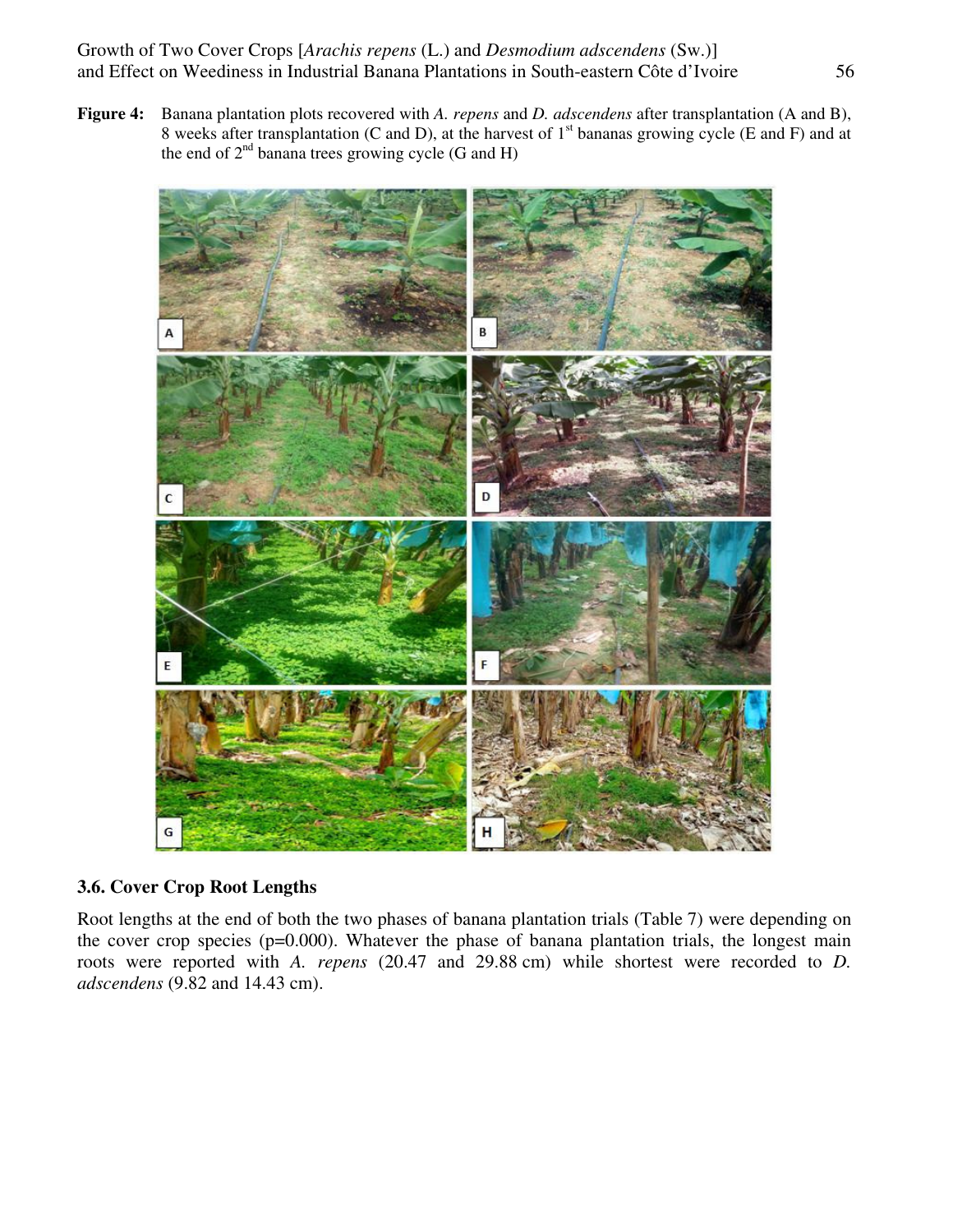**Figure 4:** Banana plantation plots recovered with *A. repens* and *D. adscendens* after transplantation (A and B), 8 weeks after transplantation (C and D), at the harvest of 1st bananas growing cycle (E and F) and at the end of 2nd banana trees growing cycle (G and H)

### 3.6. Cover Crop Root Lengths

Root lengths at the end of both the two phases of banana plantation trials (Table 7) were depending on the cover crop species (p=0.000). Whatever the phase of banana plantation trials, the longest main roots were reported with *A. repens* (20.47 and 29.88 cm) while shortest were recorded to *D. adscendens* (9.82 and 14.43 cm).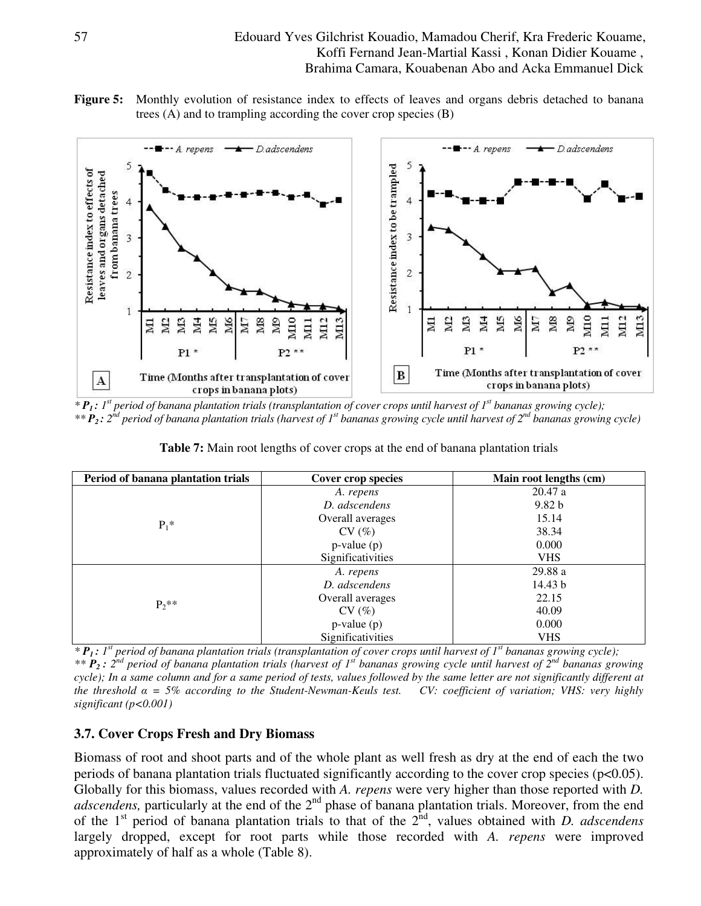**Figure 5:** Monthly evolution of resistance index to effects of leaves and organs debris detached to banana trees (A) and to trampling according the cover crop species (B)

\* ***P₁*** : 1[st] period of banana plantation trials (transplantation of cover crops until harvest of 1[st] bananas growing cycle);
\*\* ***P₂*** : 2[nd] period of banana plantation trials (harvest of 1[st] bananas growing cycle until harvest of 2[nd] bananas growing cycle)

**Table 7:** Main root lengths of cover crops at the end of banana plantation trials

| Period of banana plantation trials | Cover crop species | Main root lengths (cm) |
|---|---|---|
| $P_1$* | *A. repens* | 20.47 a |
| | *D. adscendens* | 9.82 b |
| | Overall averages | 15.14 |
| | CV (%) | 38.34 |
| | p-value (p) | 0.000 |
| | Significativities | VHS |
| $P_2$** | *A. repens* | 29.88 a |
| | *D. adscendens* | 14.43 b |
| | Overall averages | 22.15 |
| | CV (%) | 40.09 |
| | p-value (p) | 0.000 |
| | Significativities | VHS |

*\* $P_1$ : 1[st] period of banana plantation trials (transplantation of cover crops until harvest of 1[st] bananas growing cycle);*
*\*\* $P_2$ : 2[nd] period of banana plantation trials (harvest of 1[st] bananas growing cycle until harvest of 2[nd] bananas growing cycle); In a same column and for a same period of tests, values followed by the same letter are not significantly different at the threshold α = 5% according to the Student-Newman-Keuls test. CV: coefficient of variation; VHS: very highly significant (p<0.001)*

### 3.7. Cover Crops Fresh and Dry Biomass

Biomass of root and shoot parts and of the whole plant as well fresh as dry at the end of each the two periods of banana plantation trials fluctuated significantly according to the cover crop species ($p<0.05$). Globally for this biomass, values recorded with *A. repens* were very higher than those reported with *D. adscendens,* particularly at the end of the 2[nd] phase of banana plantation trials. Moreover, from the end of the 1[st] period of banana plantation trials to that of the 2[nd], values obtained with *D. adscendens* largely dropped, except for root parts while those recorded with *A. repens* were improved approximately of half as a whole (Table 8).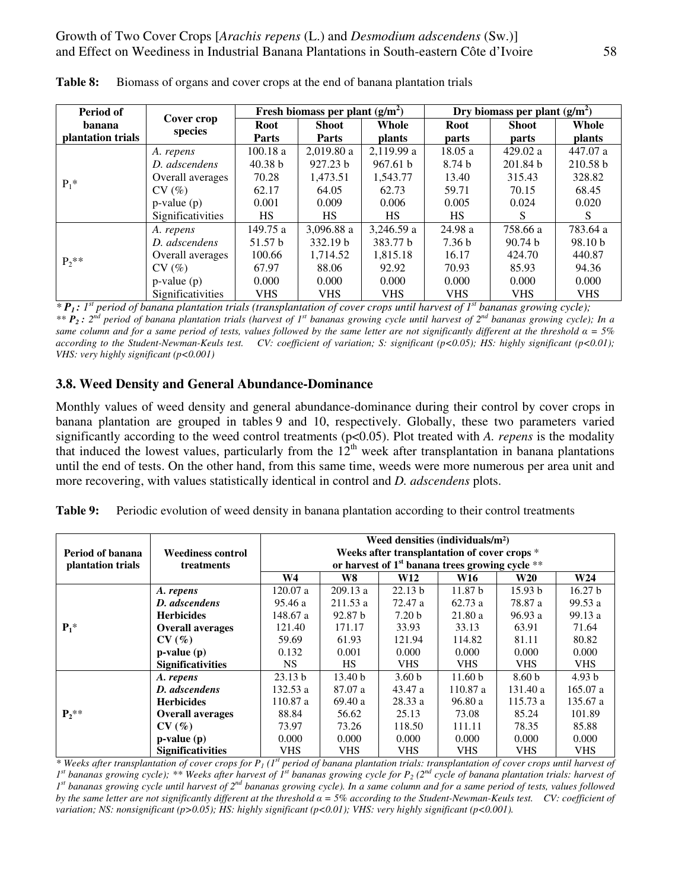**Table 8:** Biomass of organs and cover crops at the end of banana plantation trials

| Period of banana plantation trials | Cover crop species | Fresh biomass per plant (g/m²) | | | Dry biomass per plant (g/m²) | | |
|---|---|---|---|---|---|---|---|
| | | Root Parts | Shoot Parts | Whole plants | Root parts | Shoot parts | Whole plants |
| $P_1$* | *A. repens* | 100.18 a | 2,019.80 a | 2,119.99 a | 18.05 a | 429.02 a | 447.07 a |
| | *D. adscendens* | 40.38 b | 927.23 b | 967.61 b | 8.74 b | 201.84 b | 210.58 b |
| | Overall averages | 70.28 | 1,473.51 | 1,543.77 | 13.40 | 315.43 | 328.82 |
| | CV (%) | 62.17 | 64.05 | 62.73 | 59.71 | 70.15 | 68.45 |
| | p-value (p) | 0.001 | 0.009 | 0.006 | 0.005 | 0.024 | 0.020 |
| | Significativities | HS | HS | HS | HS | S | S |
| $P_2$** | *A. repens* | 149.75 a | 3,096.88 a | 3,246.59 a | 24.98 a | 758.66 a | 783.64 a |
| | *D. adscendens* | 51.57 b | 332.19 b | 383.77 b | 7.36 b | 90.74 b | 98.10 b |
| | Overall averages | 100.66 | 1,714.52 | 1,815.18 | 16.17 | 424.70 | 440.87 |
| | CV (%) | 67.97 | 88.06 | 92.92 | 70.93 | 85.93 | 94.36 |
| | p-value (p) | 0.000 | 0.000 | 0.000 | 0.000 | 0.000 | 0.000 |
| | Significativities | VHS | VHS | VHS | VHS | VHS | VHS |

*\* **$P_1$ :** 1st period of banana plantation trials (transplantation of cover crops until harvest of 1st bananas growing cycle); \*\* **$P_2$ :** 2nd period of banana plantation trials (harvest of 1st bananas growing cycle until harvest of 2nd bananas growing cycle); In a same column and for a same period of tests, values followed by the same letter are not significantly different at the threshold α = 5% according to the Student-Newman-Keuls test. CV: coefficient of variation; S: significant (p<0.05); HS: highly significant (p<0.01); VHS: very highly significant (p<0.001)*

### 3.8. Weed Density and General Abundance-Dominance

Monthly values of weed density and general abundance-dominance during their control by cover crops in banana plantation are grouped in tables 9 and 10, respectively. Globally, these two parameters varied significantly according to the weed control treatments (p<0.05). Plot treated with *A. repens* is the modality that induced the lowest values, particularly from the 12th week after transplantation in banana plantations until the end of tests. On the other hand, from this same time, weeds were more numerous per area unit and more recovering, with values statistically identical in control and *D. adscendens* plots.

**Table 9:** Periodic evolution of weed density in banana plantation according to their control treatments

| Period of banana plantation trials | Weediness control treatments | Weed densities (individuals/m²) Weeks after transplantation of cover crops * or harvest of 1st banana trees growing cycle ** | | | | | |
|---|---|---|---|---|---|---|---|
| | | W4 | W8 | W12 | W16 | W20 | W24 |
| **$P_1$*** | ***A. repens*** | 120.07 a | 209.13 a | 22.13 b | 11.87 b | 15.93 b | 16.27 b |
| | ***D. adscendens*** | 95.46 a | 211.53 a | 72.47 a | 62.73 a | 78.87 a | 99.53 a |
| | **Herbicides** | 148.67 a | 92.87 b | 7.20 b | 21.80 a | 96.93 a | 99.13 a |
| | **Overall averages** | 121.40 | 171.17 | 33.93 | 33.13 | 63.91 | 71.64 |
| | **CV (%)** | 59.69 | 61.93 | 121.94 | 114.82 | 81.11 | 80.82 |
| | **p-value (p)** | 0.132 | 0.001 | 0.000 | 0.000 | 0.000 | 0.000 |
| | **Significativities** | NS | HS | VHS | VHS | VHS | VHS |
| **$P_2$**** | ***A. repens*** | 23.13 b | 13.40 b | 3.60 b | 11.60 b | 8.60 b | 4.93 b |
| | ***D. adscendens*** | 132.53 a | 87.07 a | 43.47 a | 110.87 a | 131.40 a | 165.07 a |
| | **Herbicides** | 110.87 a | 69.40 a | 28.33 a | 96.80 a | 115.73 a | 135.67 a |
| | **Overall averages** | 88.84 | 56.62 | 25.13 | 73.08 | 85.24 | 101.89 |
| | **CV (%)** | 73.97 | 73.26 | 118.50 | 111.11 | 78.35 | 85.88 |
| | **p-value (p)** | 0.000 | 0.000 | 0.000 | 0.000 | 0.000 | 0.000 |
| | **Significativities** | VHS | VHS | VHS | VHS | VHS | VHS |

*\* Weeks after transplantation of cover crops for $P_1$ (1st period of banana plantation trials: transplantation of cover crops until harvest of 1st bananas growing cycle); \*\* Weeks after harvest of 1st bananas growing cycle for $P_2$ (2nd cycle of banana plantation trials: harvest of 1st bananas growing cycle until harvest of 2nd bananas growing cycle). In a same column and for a same period of tests, values followed by the same letter are not significantly different at the threshold α = 5% according to the Student-Newman-Keuls test. CV: coefficient of variation; NS: nonsignificant (p>0.05); HS: highly significant (p<0.01); VHS: very highly significant (p<0.001).*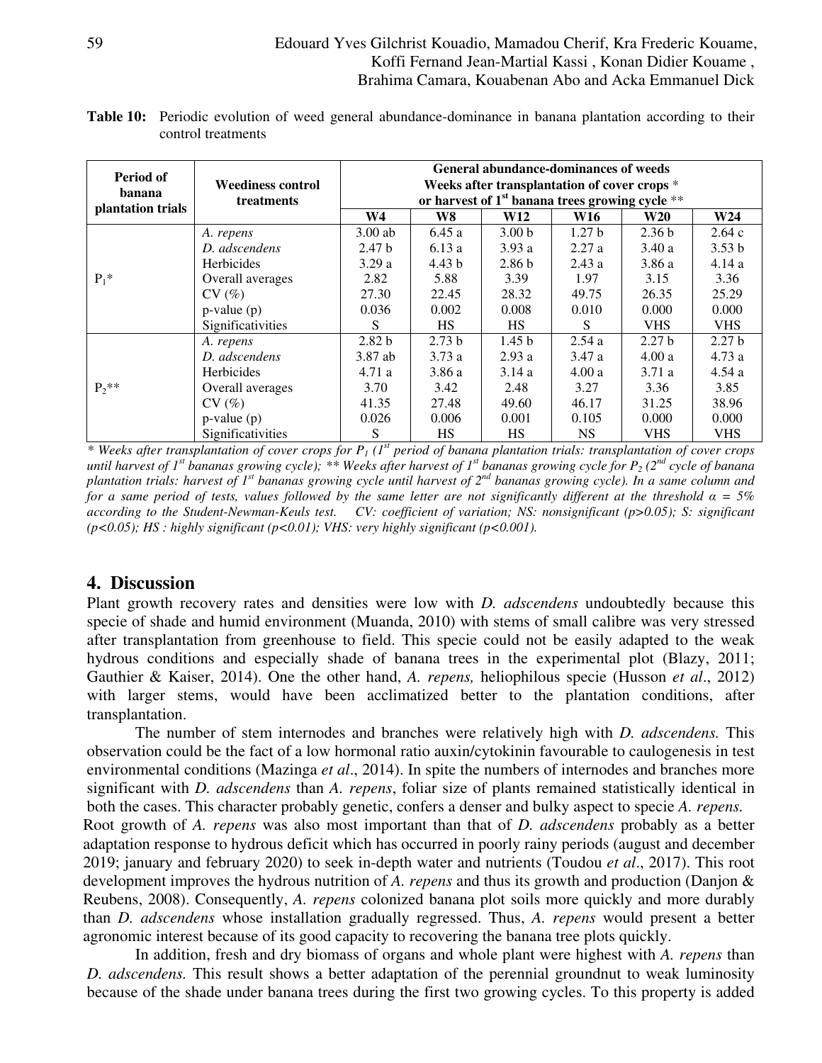**Table 10:** Periodic evolution of weed general abundance-dominance in banana plantation according to their control treatments

| Period of banana plantation trials | Weediness control treatments | General abundance-dominances of weeds Weeks after transplantation of cover crops * or harvest of 1st banana trees growing cycle ** | | | | | |
|---|---|---|---|---|---|---|---|
| | | W4 | W8 | W12 | W16 | W20 | W24 |
| $P_1$* | *A. repens* | 3.00 ab | 6.45 a | 3.00 b | 1.27 b | 2.36 b | 2.64 c |
| | *D. adscendens* | 2.47 b | 6.13 a | 3.93 a | 2.27 a | 3.40 a | 3.53 b |
| | Herbicides | 3.29 a | 4.43 b | 2.86 b | 2.43 a | 3.86 a | 4.14 a |
| | Overall averages | 2.82 | 5.88 | 3.39 | 1.97 | 3.15 | 3.36 |
| | CV (%) | 27.30 | 22.45 | 28.32 | 49.75 | 26.35 | 25.29 |
| | p-value (p) | 0.036 | 0.002 | 0.008 | 0.010 | 0.000 | 0.000 |
| | Significativities | S | HS | HS | S | VHS | VHS |
| $P_2$** | *A. repens* | 2.82 b | 2.73 b | 1.45 b | 2.54 a | 2.27 b | 2.27 b |
| | *D. adscendens* | 3.87 ab | 3.73 a | 2.93 a | 3.47 a | 4.00 a | 4.73 a |
| | Herbicides | 4.71 a | 3.86 a | 3.14 a | 4.00 a | 3.71 a | 4.54 a |
| | Overall averages | 3.70 | 3.42 | 2.48 | 3.27 | 3.36 | 3.85 |
| | CV (%) | 41.35 | 27.48 | 49.60 | 46.17 | 31.25 | 38.96 |
| | p-value (p) | 0.026 | 0.006 | 0.001 | 0.105 | 0.000 | 0.000 |
| | Significativities | S | HS | HS | NS | VHS | VHS |

*\* Weeks after transplantation of cover crops for $P_1$ (1st period of banana plantation trials: transplantation of cover crops until harvest of 1st bananas growing cycle); \*\* Weeks after harvest of 1st bananas growing cycle for $P_2$ (2nd cycle of banana plantation trials: harvest of 1st bananas growing cycle until harvest of 2nd bananas growing cycle). In a same column and for a same period of tests, values followed by the same letter are not significantly different at the threshold $\alpha = 5\%$ according to the Student-Newman-Keuls test. CV: coefficient of variation; NS: nonsignificant (p>0.05); S: significant (p<0.05); HS : highly significant (p<0.01); VHS: very highly significant (p<0.001).*

## 4. Discussion

Plant growth recovery rates and densities were low with *D. adscendens* undoubtedly because this specie of shade and humid environment (Muanda, 2010) with stems of small calibre was very stressed after transplantation from greenhouse to field. This specie could not be easily adapted to the weak hydrous conditions and especially shade of banana trees in the experimental plot (Blazy, 2011; Gauthier & Kaiser, 2014). One the other hand, *A. repens,* heliophilous specie (Husson *et al*., 2012) with larger stems, would have been acclimatized better to the plantation conditions, after transplantation.

The number of stem internodes and branches were relatively high with *D. adscendens.* This observation could be the fact of a low hormonal ratio auxin/cytokinin favourable to caulogenesis in test environmental conditions (Mazinga *et al*., 2014). In spite the numbers of internodes and branches more significant with *D. adscendens* than *A. repens*, foliar size of plants remained statistically identical in both the cases. This character probably genetic, confers a denser and bulky aspect to specie *A. repens.*

Root growth of *A. repens* was also most important than that of *D. adscendens* probably as a better adaptation response to hydrous deficit which has occurred in poorly rainy periods (august and december 2019; january and february 2020) to seek in-depth water and nutrients (Toudou *et al*., 2017). This root development improves the hydrous nutrition of *A. repens* and thus its growth and production (Danjon & Reubens, 2008). Consequently, *A. repens* colonized banana plot soils more quickly and more durably than *D. adscendens* whose installation gradually regressed. Thus, *A. repens* would present a better agronomic interest because of its good capacity to recovering the banana tree plots quickly.

In addition, fresh and dry biomass of organs and whole plant were highest with *A. repens* than *D. adscendens.* This result shows a better adaptation of the perennial groundnut to weak luminosity because of the shade under banana trees during the first two growing cycles. To this property is added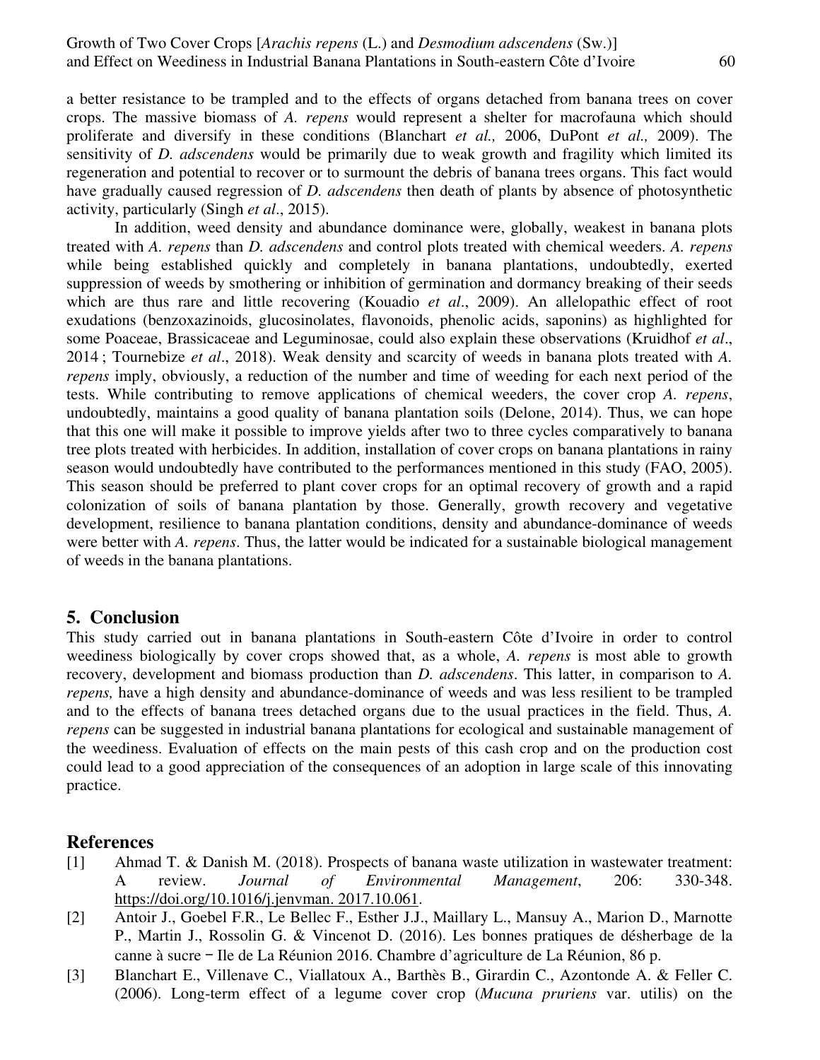a better resistance to be trampled and to the effects of organs detached from banana trees on cover crops. The massive biomass of *A. repens* would represent a shelter for macrofauna which should proliferate and diversify in these conditions (Blanchart *et al.,* 2006, DuPont *et al.,* 2009). The sensitivity of *D. adscendens* would be primarily due to weak growth and fragility which limited its regeneration and potential to recover or to surmount the debris of banana trees organs. This fact would have gradually caused regression of *D. adscendens* then death of plants by absence of photosynthetic activity, particularly (Singh *et al*., 2015).

In addition, weed density and abundance dominance were, globally, weakest in banana plots treated with *A. repens* than *D. adscendens* and control plots treated with chemical weeders. *A. repens* while being established quickly and completely in banana plantations, undoubtedly, exerted suppression of weeds by smothering or inhibition of germination and dormancy breaking of their seeds which are thus rare and little recovering (Kouadio *et al*., 2009). An allelopathic effect of root exudations (benzoxazinoids, glucosinolates, flavonoids, phenolic acids, saponins) as highlighted for some Poaceae, Brassicaceae and Leguminosae, could also explain these observations (Kruidhof *et al*., 2014 ; Tournebize *et al*., 2018). Weak density and scarcity of weeds in banana plots treated with *A. repens* imply, obviously, a reduction of the number and time of weeding for each next period of the tests. While contributing to remove applications of chemical weeders, the cover crop *A. repens*, undoubtedly, maintains a good quality of banana plantation soils (Delone, 2014). Thus, we can hope that this one will make it possible to improve yields after two to three cycles comparatively to banana tree plots treated with herbicides. In addition, installation of cover crops on banana plantations in rainy season would undoubtedly have contributed to the performances mentioned in this study (FAO, 2005). This season should be preferred to plant cover crops for an optimal recovery of growth and a rapid colonization of soils of banana plantation by those. Generally, growth recovery and vegetative development, resilience to banana plantation conditions, density and abundance-dominance of weeds were better with *A. repens*. Thus, the latter would be indicated for a sustainable biological management of weeds in the banana plantations.

## 5. Conclusion

This study carried out in banana plantations in South-eastern Côte d'Ivoire in order to control weediness biologically by cover crops showed that, as a whole, *A. repens* is most able to growth recovery, development and biomass production than *D. adscendens*. This latter, in comparison to *A. repens,* have a high density and abundance-dominance of weeds and was less resilient to be trampled and to the effects of banana trees detached organs due to the usual practices in the field. Thus, *A. repens* can be suggested in industrial banana plantations for ecological and sustainable management of the weediness. Evaluation of effects on the main pests of this cash crop and on the production cost could lead to a good appreciation of the consequences of an adoption in large scale of this innovating practice.

## References

[1] Ahmad T. & Danish M. (2018). Prospects of banana waste utilization in wastewater treatment: A review. *Journal of Environmental Management*, 206: 330-348. https://doi.org/10.1016/j.jenvman. 2017.10.061.

[2] Antoir J., Goebel F.R., Le Bellec F., Esther J.J., Maillary L., Mansuy A., Marion D., Marnotte P., Martin J., Rossolin G. & Vincenot D. (2016). Les bonnes pratiques de désherbage de la canne à sucre – Ile de La Réunion 2016. Chambre d'agriculture de La Réunion, 86 p.

[3] Blanchart E., Villenave C., Viallatoux A., Barthès B., Girardin C., Azontonde A. & Feller C. (2006). Long-term effect of a legume cover crop (*Mucuna pruriens* var. utilis) on the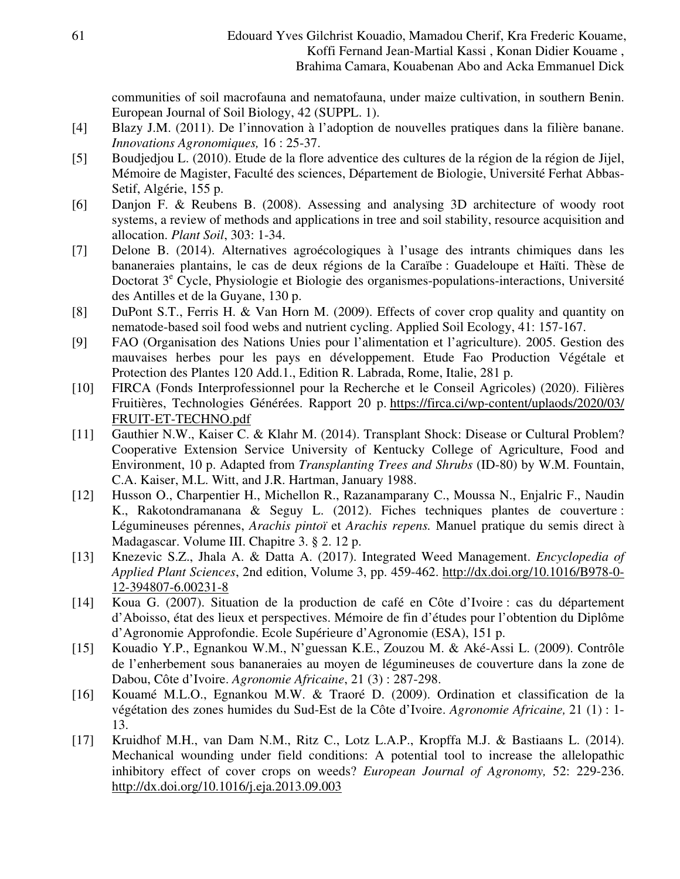communities of soil macrofauna and nematofauna, under maize cultivation, in southern Benin. European Journal of Soil Biology, 42 (SUPPL. 1).

[4] Blazy J.M. (2011). De l'innovation à l'adoption de nouvelles pratiques dans la filière banane. *Innovations Agronomiques,* 16 : 25-37.

[5] Boudjedjou L. (2010). Etude de la flore adventice des cultures de la région de la région de Jijel, Mémoire de Magister, Faculté des sciences, Département de Biologie, Université Ferhat Abbas-Setif, Algérie, 155 p.

[6] Danjon F. & Reubens B. (2008). Assessing and analysing 3D architecture of woody root systems, a review of methods and applications in tree and soil stability, resource acquisition and allocation. *Plant Soil*, 303: 1-34.

[7] Delone B. (2014). Alternatives agroécologiques à l'usage des intrants chimiques dans les bananeraies plantains, le cas de deux régions de la Caraïbe : Guadeloupe et Haïti. Thèse de Doctorat 3e Cycle, Physiologie et Biologie des organismes-populations-interactions, Université des Antilles et de la Guyane, 130 p.

[8] DuPont S.T., Ferris H. & Van Horn M. (2009). Effects of cover crop quality and quantity on nematode-based soil food webs and nutrient cycling. Applied Soil Ecology, 41: 157-167.

[9] FAO (Organisation des Nations Unies pour l'alimentation et l'agriculture). 2005. Gestion des mauvaises herbes pour les pays en développement. Etude Fao Production Végétale et Protection des Plantes 120 Add.1., Edition R. Labrada, Rome, Italie, 281 p.

[10] FIRCA (Fonds Interprofessionnel pour la Recherche et le Conseil Agricoles) (2020). Filières Fruitières, Technologies Générées. Rapport 20 p. https://firca.ci/wp-content/uplaods/2020/03/FRUIT-ET-TECHNO.pdf

[11] Gauthier N.W., Kaiser C. & Klahr M. (2014). Transplant Shock: Disease or Cultural Problem? Cooperative Extension Service University of Kentucky College of Agriculture, Food and Environment, 10 p. Adapted from *Transplanting Trees and Shrubs* (ID-80) by W.M. Fountain, C.A. Kaiser, M.L. Witt, and J.R. Hartman, January 1988.

[12] Husson O., Charpentier H., Michellon R., Razanamparany C., Moussa N., Enjalric F., Naudin K., Rakotondramanana & Seguy L. (2012). Fiches techniques plantes de couverture : Légumineuses pérennes, *Arachis pintoï* et *Arachis repens.* Manuel pratique du semis direct à Madagascar. Volume III. Chapitre 3. § 2. 12 p.

[13] Knezevic S.Z., Jhala A. & Datta A. (2017). Integrated Weed Management. *Encyclopedia of Applied Plant Sciences*, 2nd edition, Volume 3, pp. 459-462. http://dx.doi.org/10.1016/B978-0-12-394807-6.00231-8

[14] Koua G. (2007). Situation de la production de café en Côte d'Ivoire : cas du département d'Aboisso, état des lieux et perspectives. Mémoire de fin d'études pour l'obtention du Diplôme d'Agronomie Approfondie. Ecole Supérieure d'Agronomie (ESA), 151 p.

[15] Kouadio Y.P., Egnankou W.M., N'guessan K.E., Zouzou M. & Aké-Assi L. (2009). Contrôle de l'enherbement sous bananeraies au moyen de légumineuses de couverture dans la zone de Dabou, Côte d'Ivoire. *Agronomie Africaine*, 21 (3) : 287-298.

[16] Kouamé M.L.O., Egnankou M.W. & Traoré D. (2009). Ordination et classification de la végétation des zones humides du Sud-Est de la Côte d'Ivoire. *Agronomie Africaine,* 21 (1) : 1-13.

[17] Kruidhof M.H., van Dam N.M., Ritz C., Lotz L.A.P., Kropffa M.J. & Bastiaans L. (2014). Mechanical wounding under field conditions: A potential tool to increase the allelopathic inhibitory effect of cover crops on weeds? *European Journal of Agronomy,* 52: 229-236. http://dx.doi.org/10.1016/j.eja.2013.09.003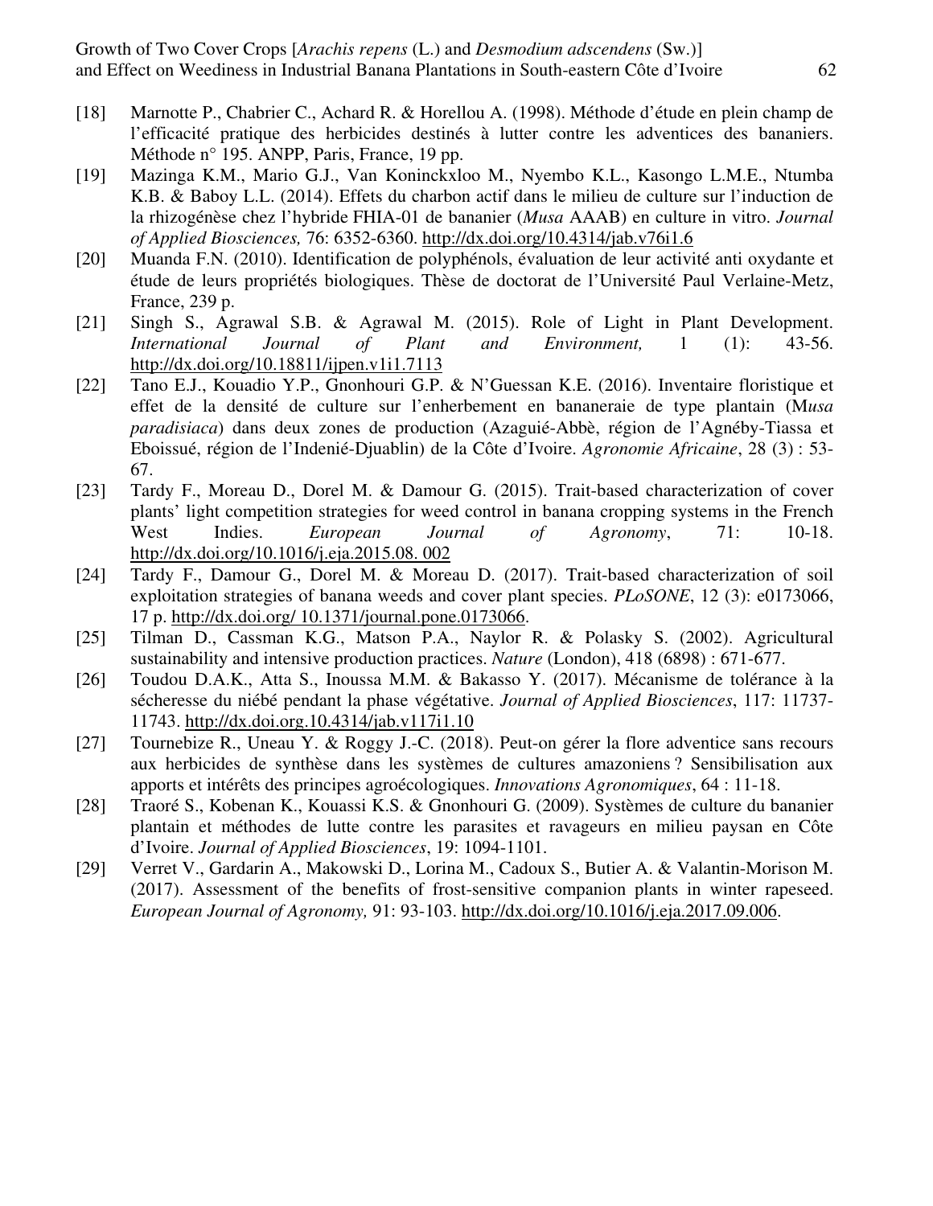[18] Marnotte P., Chabrier C., Achard R. & Horellou A. (1998). Méthode d'étude en plein champ de l'efficacité pratique des herbicides destinés à lutter contre les adventices des bananiers. Méthode n° 195. ANPP, Paris, France, 19 pp.

[19] Mazinga K.M., Mario G.J., Van Koninckxloo M., Nyembo K.L., Kasongo L.M.E., Ntumba K.B. & Baboy L.L. (2014). Effets du charbon actif dans le milieu de culture sur l'induction de la rhizogénèse chez l'hybride FHIA-01 de bananier (*Musa* AAAB) en culture in vitro. *Journal of Applied Biosciences,* 76: 6352-6360. http://dx.doi.org/10.4314/jab.v76i1.6

[20] Muanda F.N. (2010). Identification de polyphénols, évaluation de leur activité anti oxydante et étude de leurs propriétés biologiques. Thèse de doctorat de l'Université Paul Verlaine-Metz, France, 239 p.

[21] Singh S., Agrawal S.B. & Agrawal M. (2015). Role of Light in Plant Development. *International Journal of Plant and Environment,* 1 (1): 43-56. http://dx.doi.org/10.18811/ijpen.v1i1.7113

[22] Tano E.J., Kouadio Y.P., Gnonhouri G.P. & N'Guessan K.E. (2016). Inventaire floristique et effet de la densité de culture sur l'enherbement en bananeraie de type plantain (M*usa paradisiaca*) dans deux zones de production (Azaguié-Abbè, région de l'Agnéby-Tiassa et Eboissué, région de l'Indenié-Djuablin) de la Côte d'Ivoire. *Agronomie Africaine*, 28 (3) : 53-67.

[23] Tardy F., Moreau D., Dorel M. & Damour G. (2015). Trait-based characterization of cover plants' light competition strategies for weed control in banana cropping systems in the French West Indies. *European Journal of Agronomy*, 71: 10-18. http://dx.doi.org/10.1016/j.eja.2015.08. 002

[24] Tardy F., Damour G., Dorel M. & Moreau D. (2017). Trait-based characterization of soil exploitation strategies of banana weeds and cover plant species. *PLoSONE*, 12 (3): e0173066, 17 p. http://dx.doi.org/ 10.1371/journal.pone.0173066.

[25] Tilman D., Cassman K.G., Matson P.A., Naylor R. & Polasky S. (2002). Agricultural sustainability and intensive production practices. *Nature* (London), 418 (6898) : 671-677.

[26] Toudou D.A.K., Atta S., Inoussa M.M. & Bakasso Y. (2017). Mécanisme de tolérance à la sécheresse du niébé pendant la phase végétative. *Journal of Applied Biosciences*, 117: 11737-11743. http://dx.doi.org.10.4314/jab.v117i1.10

[27] Tournebize R., Uneau Y. & Roggy J.-C. (2018). Peut-on gérer la flore adventice sans recours aux herbicides de synthèse dans les systèmes de cultures amazoniens ? Sensibilisation aux apports et intérêts des principes agroécologiques. *Innovations Agronomiques*, 64 : 11-18.

[28] Traoré S., Kobenan K., Kouassi K.S. & Gnonhouri G. (2009). Systèmes de culture du bananier plantain et méthodes de lutte contre les parasites et ravageurs en milieu paysan en Côte d'Ivoire. *Journal of Applied Biosciences*, 19: 1094-1101.

[29] Verret V., Gardarin A., Makowski D., Lorina M., Cadoux S., Butier A. & Valantin-Morison M. (2017). Assessment of the benefits of frost-sensitive companion plants in winter rapeseed. *European Journal of Agronomy,* 91: 93-103. http://dx.doi.org/10.1016/j.eja.2017.09.006.